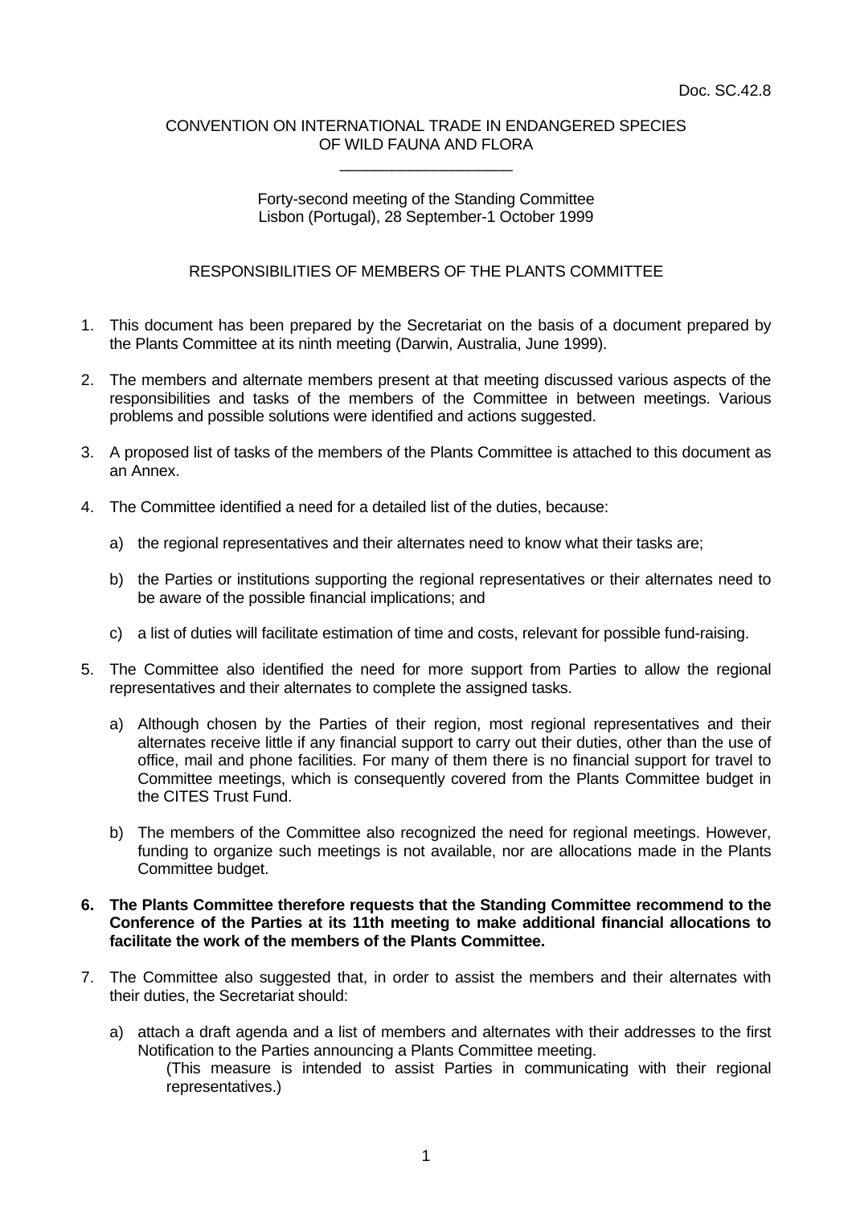Doc. SC.42.8

CONVENTION ON INTERNATIONAL TRADE IN ENDANGERED SPECIES OF WILD FAUNA AND FLORA

\_\_\_\_\_\_\_\_\_\_\_\_\_\_\_\_\_\_\_\_

Forty-second meeting of the Standing Committee
Lisbon (Portugal), 28 September-1 October 1999

# RESPONSIBILITIES OF MEMBERS OF THE PLANTS COMMITTEE

1. This document has been prepared by the Secretariat on the basis of a document prepared by the Plants Committee at its ninth meeting (Darwin, Australia, June 1999).

2. The members and alternate members present at that meeting discussed various aspects of the responsibilities and tasks of the members of the Committee in between meetings. Various problems and possible solutions were identified and actions suggested.

3. A proposed list of tasks of the members of the Plants Committee is attached to this document as an Annex.

4. The Committee identified a need for a detailed list of the duties, because:

   a) the regional representatives and their alternates need to know what their tasks are;

   b) the Parties or institutions supporting the regional representatives or their alternates need to be aware of the possible financial implications; and

   c) a list of duties will facilitate estimation of time and costs, relevant for possible fund-raising.

5. The Committee also identified the need for more support from Parties to allow the regional representatives and their alternates to complete the assigned tasks.

   a) Although chosen by the Parties of their region, most regional representatives and their alternates receive little if any financial support to carry out their duties, other than the use of office, mail and phone facilities. For many of them there is no financial support for travel to Committee meetings, which is consequently covered from the Plants Committee budget in the CITES Trust Fund.

   b) The members of the Committee also recognized the need for regional meetings. However, funding to organize such meetings is not available, nor are allocations made in the Plants Committee budget.

6. **The Plants Committee therefore requests that the Standing Committee recommend to the Conference of the Parties at its 11th meeting to make additional financial allocations to facilitate the work of the members of the Plants Committee.**

7. The Committee also suggested that, in order to assist the members and their alternates with their duties, the Secretariat should:

   a) attach a draft agenda and a list of members and alternates with their addresses to the first Notification to the Parties announcing a Plants Committee meeting.
      (This measure is intended to assist Parties in communicating with their regional representatives.)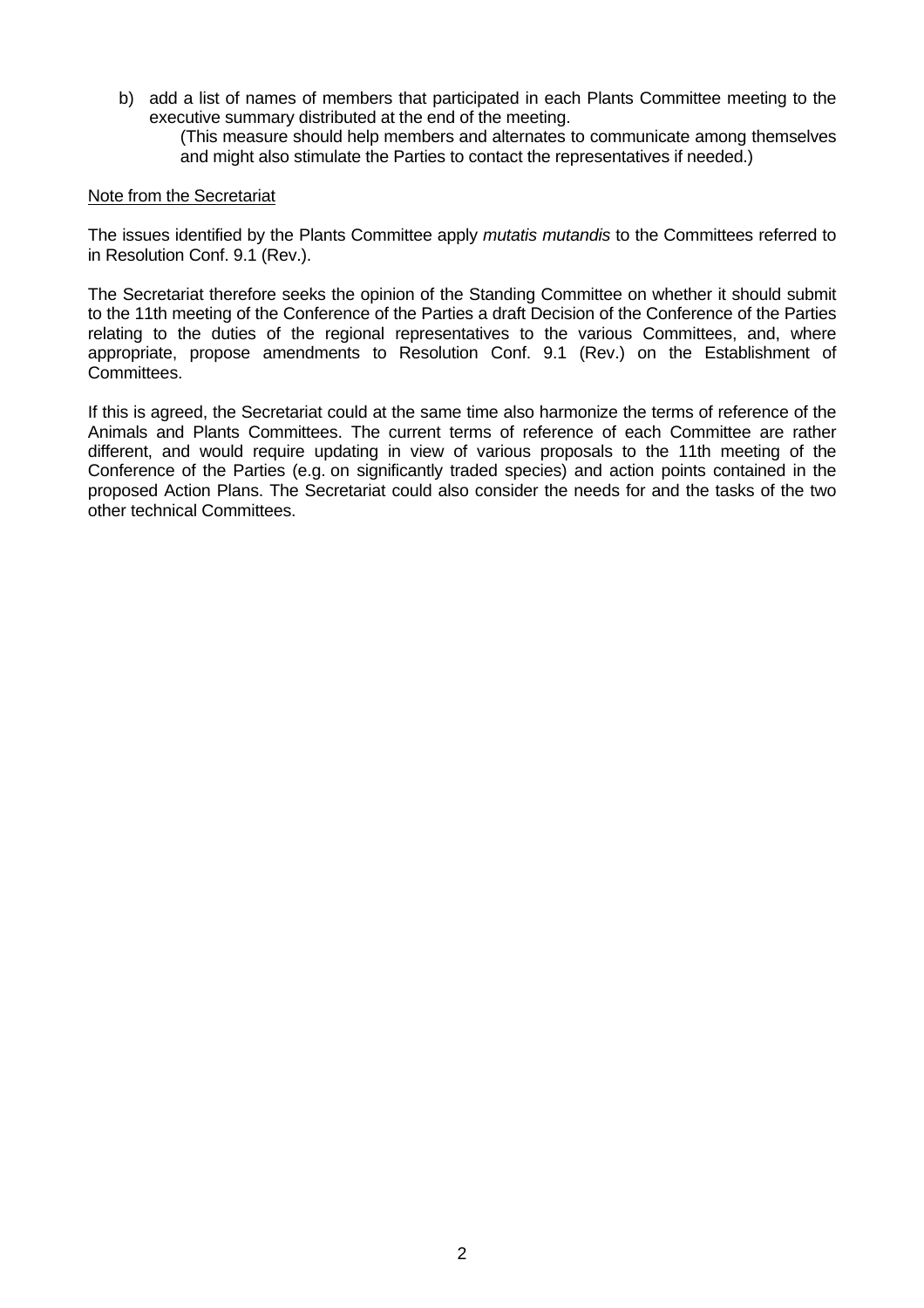b) add a list of names of members that participated in each Plants Committee meeting to the executive summary distributed at the end of the meeting.

   (This measure should help members and alternates to communicate among themselves and might also stimulate the Parties to contact the representatives if needed.)

<u>Note from the Secretariat</u>

The issues identified by the Plants Committee apply *mutatis mutandis* to the Committees referred to in Resolution Conf. 9.1 (Rev.).

The Secretariat therefore seeks the opinion of the Standing Committee on whether it should submit to the 11th meeting of the Conference of the Parties a draft Decision of the Conference of the Parties relating to the duties of the regional representatives to the various Committees, and, where appropriate, propose amendments to Resolution Conf. 9.1 (Rev.) on the Establishment of Committees.

If this is agreed, the Secretariat could at the same time also harmonize the terms of reference of the Animals and Plants Committees. The current terms of reference of each Committee are rather different, and would require updating in view of various proposals to the 11th meeting of the Conference of the Parties (e.g. on significantly traded species) and action points contained in the proposed Action Plans. The Secretariat could also consider the needs for and the tasks of the two other technical Committees.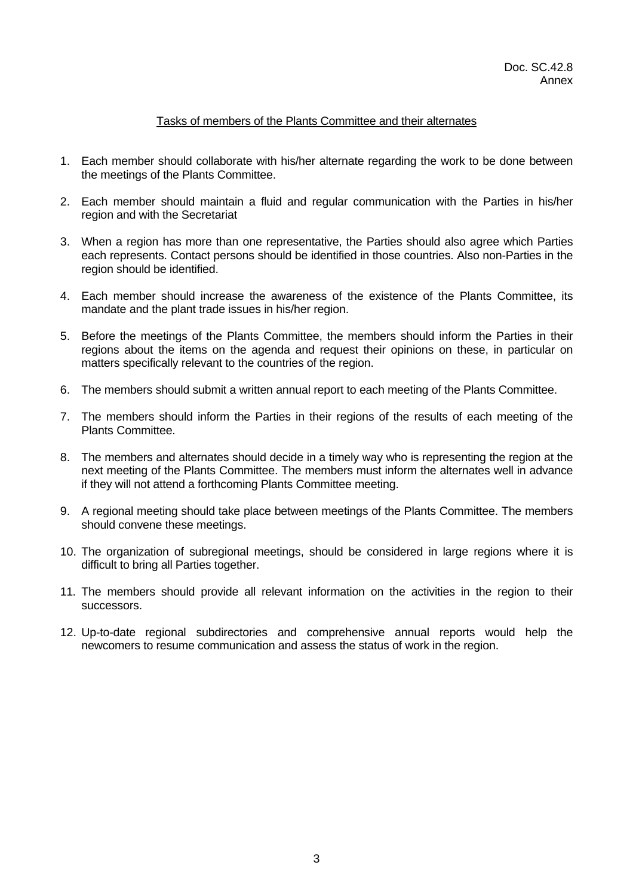Doc. SC.42.8
Annex

## Tasks of members of the Plants Committee and their alternates

1. Each member should collaborate with his/her alternate regarding the work to be done between the meetings of the Plants Committee.

2. Each member should maintain a fluid and regular communication with the Parties in his/her region and with the Secretariat

3. When a region has more than one representative, the Parties should also agree which Parties each represents. Contact persons should be identified in those countries. Also non-Parties in the region should be identified.

4. Each member should increase the awareness of the existence of the Plants Committee, its mandate and the plant trade issues in his/her region.

5. Before the meetings of the Plants Committee, the members should inform the Parties in their regions about the items on the agenda and request their opinions on these, in particular on matters specifically relevant to the countries of the region.

6. The members should submit a written annual report to each meeting of the Plants Committee.

7. The members should inform the Parties in their regions of the results of each meeting of the Plants Committee.

8. The members and alternates should decide in a timely way who is representing the region at the next meeting of the Plants Committee. The members must inform the alternates well in advance if they will not attend a forthcoming Plants Committee meeting.

9. A regional meeting should take place between meetings of the Plants Committee. The members should convene these meetings.

10. The organization of subregional meetings, should be considered in large regions where it is difficult to bring all Parties together.

11. The members should provide all relevant information on the activities in the region to their successors.

12. Up-to-date regional subdirectories and comprehensive annual reports would help the newcomers to resume communication and assess the status of work in the region.